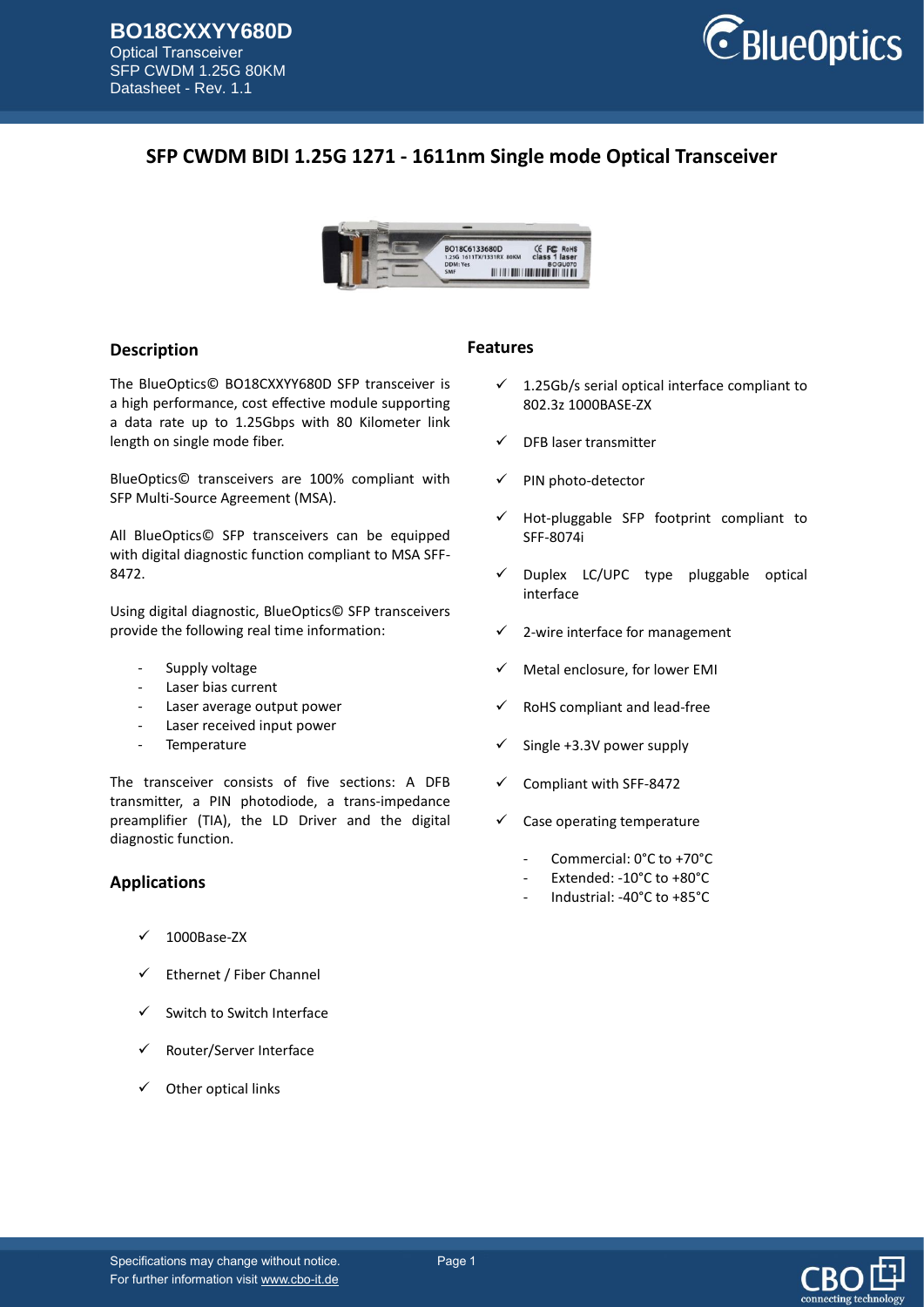# SFP CWDM BIDI 1.25G 1271 - 1611nm Single mode Optical Transceiver

## Description

The BlueOptics© BO18CXXYY680D SFP transceiver is a high performance, cost effective module supporting a data rate up to 1.25Gbps with 80 Kilometer link length on single mode fiber.

BlueOptics© transceivers are 100% compliant with SFP Multi-Source Agreement (MSA).

All BlueOptics© SFP transceivers can be equipped with digital diagnostic function compliant to MSA SFF-8472.

Using digital diagnostic, BlueOptics© SFP transceivers provide the following real time information:

- Supply voltage
- Laser bias current
- Laser average output power
- Laser received input power
- Temperature

The transceiver consists of five sections: A DFB transmitter, a PIN photodiode, a trans-impedance preamplifier (TIA), the LD Driver and the digital diagnostic function.

## Applications

- ✓ 1000Base-ZX
- ✓ Ethernet / Fiber Channel
- ✓ Switch to Switch Interface
- ✓ Router/Server Interface
- ✓ Other optical links

## Features

- ✓ 1.25Gb/s serial optical interface compliant to 802.3z 1000BASE-ZX
- ✓ DFB laser transmitter
- ✓ PIN photo-detector
- ✓ Hot-pluggable SFP footprint compliant to SFF-8074i
- ✓ Duplex LC/UPC type pluggable optical interface
- ✓ 2-wire interface for management
- ✓ Metal enclosure, for lower EMI
- ✓ RoHS compliant and lead-free
- ✓ Single +3.3V power supply
- ✓ Compliant with SFF-8472
- ✓ Case operating temperature
  - Commercial: 0°C to +70°C
  - Extended: -10°C to +80°C
  - Industrial: -40°C to +85°C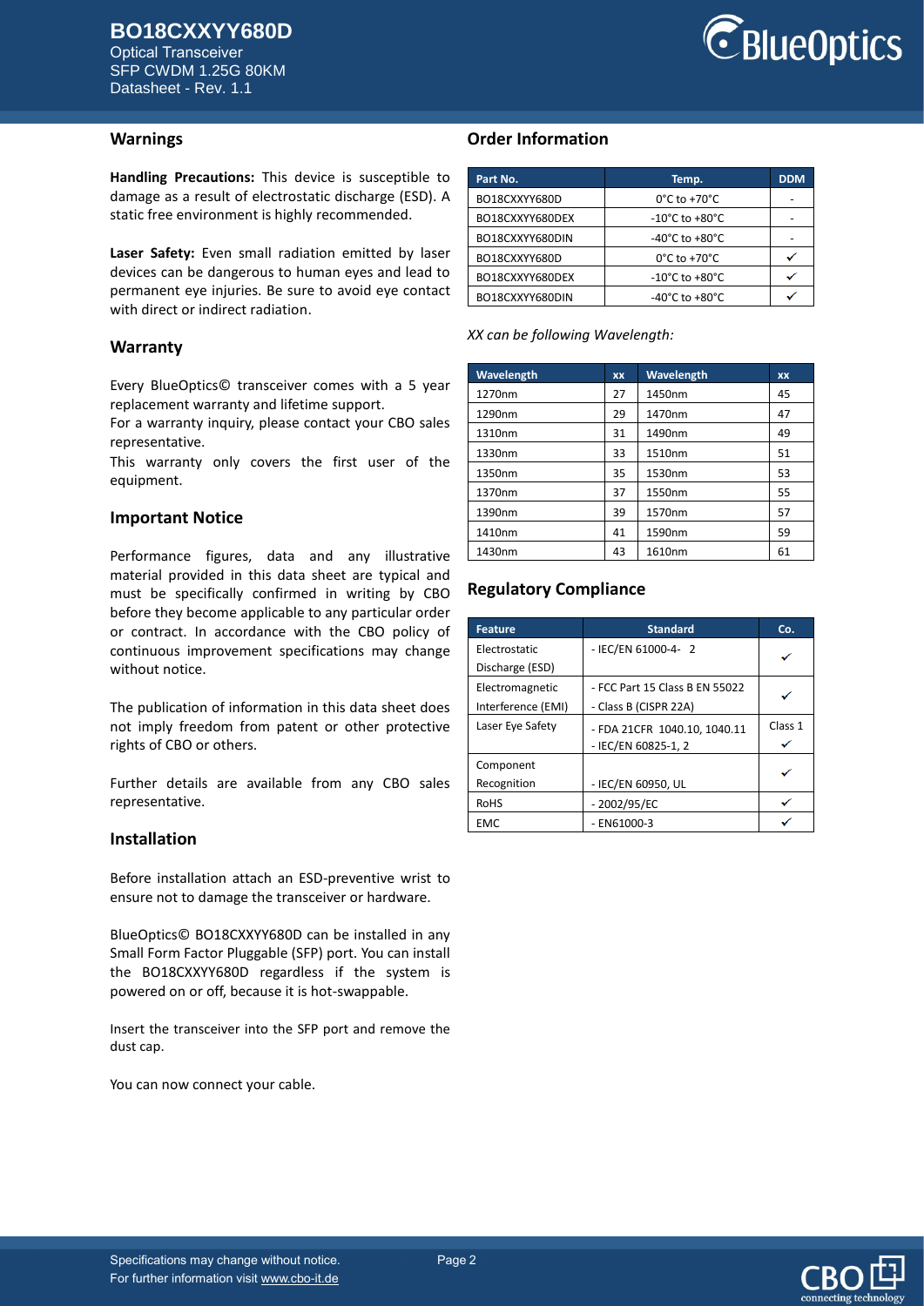## Warnings

**Handling Precautions:** This device is susceptible to damage as a result of electrostatic discharge (ESD). A static free environment is highly recommended.

**Laser Safety:** Even small radiation emitted by laser devices can be dangerous to human eyes and lead to permanent eye injuries. Be sure to avoid eye contact with direct or indirect radiation.

## Warranty

Every BlueOptics© transceiver comes with a 5 year replacement warranty and lifetime support.
For a warranty inquiry, please contact your CBO sales representative.
This warranty only covers the first user of the equipment.

## Important Notice

Performance figures, data and any illustrative material provided in this data sheet are typical and must be specifically confirmed in writing by CBO before they become applicable to any particular order or contract. In accordance with the CBO policy of continuous improvement specifications may change without notice.

The publication of information in this data sheet does not imply freedom from patent or other protective rights of CBO or others.

Further details are available from any CBO sales representative.

## Installation

Before installation attach an ESD-preventive wrist to ensure not to damage the transceiver or hardware.

BlueOptics© BO18CXXYY680D can be installed in any Small Form Factor Pluggable (SFP) port. You can install the BO18CXXYY680D regardless if the system is powered on or off, because it is hot-swappable.

Insert the transceiver into the SFP port and remove the dust cap.

You can now connect your cable.

## Order Information

| Part No. | Temp. | DDM |
|---|---|---|
| BO18CXXYY680D | 0°C to +70°C | - |
| BO18CXXYY680DEX | -10°C to +80°C | - |
| BO18CXXYY680DIN | -40°C to +80°C | - |
| BO18CXXYY680D | 0°C to +70°C | ✓ |
| BO18CXXYY680DEX | -10°C to +80°C | ✓ |
| BO18CXXYY680DIN | -40°C to +80°C | ✓ |

*XX can be following Wavelength:*

| Wavelength | xx | Wavelength | xx |
|---|---|---|---|
| 1270nm | 27 | 1450nm | 45 |
| 1290nm | 29 | 1470nm | 47 |
| 1310nm | 31 | 1490nm | 49 |
| 1330nm | 33 | 1510nm | 51 |
| 1350nm | 35 | 1530nm | 53 |
| 1370nm | 37 | 1550nm | 55 |
| 1390nm | 39 | 1570nm | 57 |
| 1410nm | 41 | 1590nm | 59 |
| 1430nm | 43 | 1610nm | 61 |

## Regulatory Compliance

| Feature | Standard | Co. |
|---|---|---|
| Electrostatic Discharge (ESD) | - IEC/EN 61000-4- 2 | ✓ |
| Electromagnetic Interference (EMI) | - FCC Part 15 Class B EN 55022<br>- Class B (CISPR 22A) | ✓ |
| Laser Eye Safety | - FDA 21CFR 1040.10, 1040.11<br>- IEC/EN 60825-1, 2 | Class 1 ✓ |
| Component Recognition | - IEC/EN 60950, UL | ✓ |
| RoHS | - 2002/95/EC | ✓ |
| EMC | - EN61000-3 | ✓ |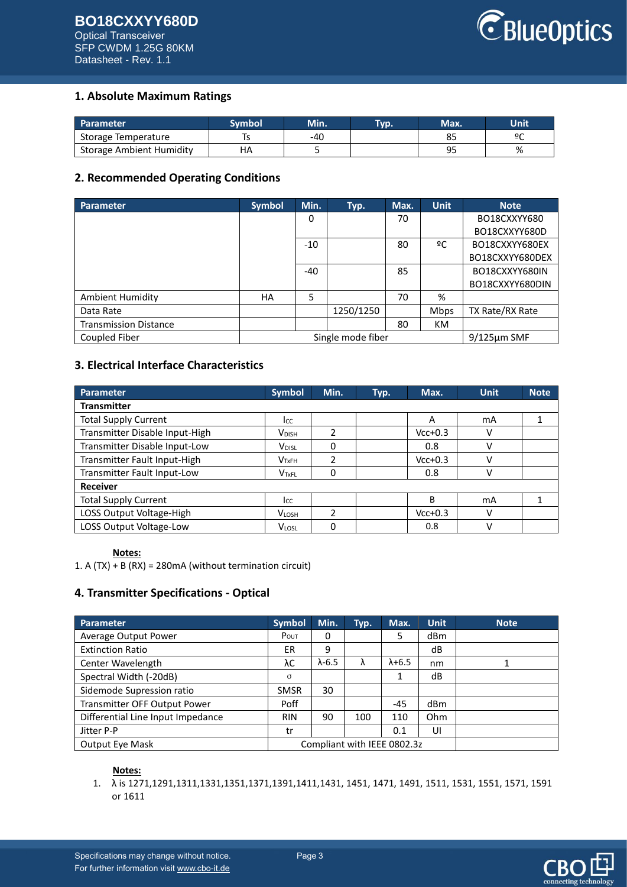## 1. Absolute Maximum Ratings

| Parameter | Symbol | Min. | Typ. | Max. | Unit |
|---|---|---|---|---|---|
| Storage Temperature | Ts | -40 | | 85 | ºC |
| Storage Ambient Humidity | HA | 5 | | 95 | % |

## 2. Recommended Operating Conditions

| Parameter | Symbol | Min. | Typ. | Max. | Unit | Note |
|---|---|---|---|---|---|---|
| | | 0 | | 70 | | BO18CXXYY680 BO18CXXYY680D |
| | | -10 | | 80 | ºC | BO18CXXYY680EX BO18CXXYY680DEX |
| | | -40 | | 85 | | BO18CXXYY680IN BO18CXXYY680DIN |
| Ambient Humidity | HA | 5 | | 70 | % | |
| Data Rate | | | 1250/1250 | | Mbps | TX Rate/RX Rate |
| Transmission Distance | | | | 80 | KM | |
| Coupled Fiber | Single mode fiber | | | | | 9/125µm SMF |

## 3. Electrical Interface Characteristics

| Parameter | Symbol | Min. | Typ. | Max. | Unit | Note |
|---|---|---|---|---|---|---|
| **Transmitter** | | | | | | |
| Total Supply Current | $I_{CC}$ | | | A | mA | 1 |
| Transmitter Disable Input-High | $V_{DISH}$ | 2 | | Vcc+0.3 | V | |
| Transmitter Disable Input-Low | $V_{DISL}$ | 0 | | 0.8 | V | |
| Transmitter Fault Input-High | $V_{TxFH}$ | 2 | | Vcc+0.3 | V | |
| Transmitter Fault Input-Low | $V_{TxFL}$ | 0 | | 0.8 | V | |
| **Receiver** | | | | | | |
| Total Supply Current | $I_{CC}$ | | | B | mA | 1 |
| LOSS Output Voltage-High | $V_{LOSH}$ | 2 | | Vcc+0.3 | V | |
| LOSS Output Voltage-Low | $V_{LOSL}$ | 0 | | 0.8 | V | |

**Notes:**

1. A (TX) + B (RX) = 280mA (without termination circuit)

## 4. Transmitter Specifications - Optical

| Parameter | Symbol | Min. | Typ. | Max. | Unit | Note |
|---|---|---|---|---|---|---|
| Average Output Power | $P_{OUT}$ | 0 | | 5 | dBm | |
| Extinction Ratio | ER | 9 | | | dB | |
| Center Wavelength | λC | λ-6.5 | λ | λ+6.5 | nm | 1 |
| Spectral Width (-20dB) | σ | | | 1 | dB | |
| Sidemode Supression ratio | SMSR | 30 | | | | |
| Transmitter OFF Output Power | Poff | | | -45 | dBm | |
| Differential Line Input Impedance | RIN | 90 | 100 | 110 | Ohm | |
| Jitter P-P | tr | | | 0.1 | UI | |
| Output Eye Mask | Compliant with IEEE 0802.3z | | | | | |

**Notes:**

1. λ is 1271,1291,1311,1331,1351,1371,1391,1411,1431, 1451, 1471, 1491, 1511, 1531, 1551, 1571, 1591 or 1611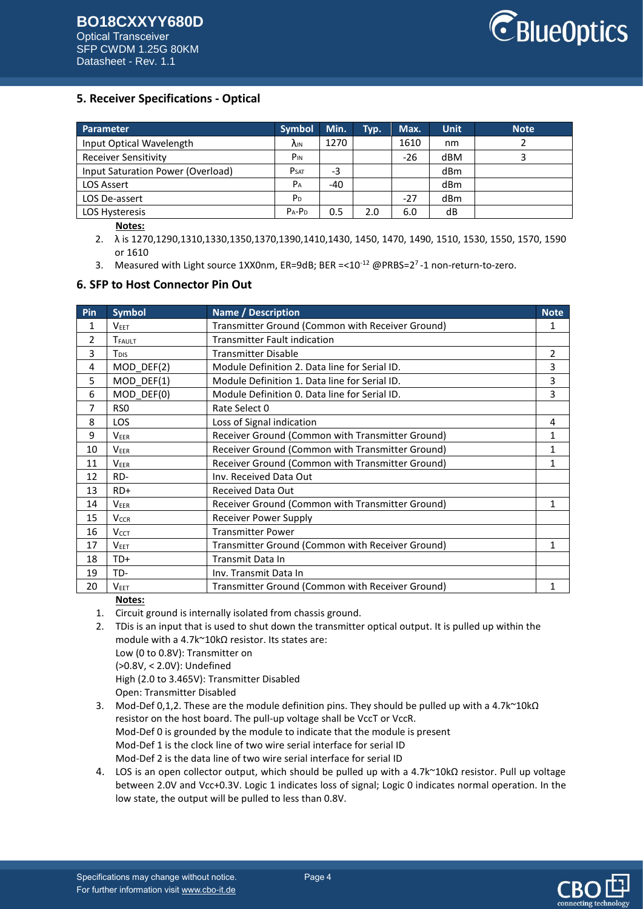## 5. Receiver Specifications - Optical

| Parameter | Symbol | Min. | Typ. | Max. | Unit | Note |
|---|---|---|---|---|---|---|
| Input Optical Wavelength | $\lambda_{IN}$ | 1270 | | 1610 | nm | 2 |
| Receiver Sensitivity | $P_{IN}$ | | | -26 | dBM | 3 |
| Input Saturation Power (Overload) | $P_{SAT}$ | -3 | | | dBm | |
| LOS Assert | $P_A$ | -40 | | | dBm | |
| LOS De-assert | $P_D$ | | | -27 | dBm | |
| LOS Hysteresis | $P_A$-$P_D$ | 0.5 | 2.0 | 6.0 | dB | |

**Notes:**

2. λ is 1270,1290,1310,1330,1350,1370,1390,1410,1430, 1450, 1470, 1490, 1510, 1530, 1550, 1570, 1590 or 1610
3. Measured with Light source 1XX0nm, ER=9dB; BER =$<10^{-12}$ @PRBS=$2^7$-1 non-return-to-zero.

## 6. SFP to Host Connector Pin Out

| Pin | Symbol | Name / Description | Note |
|---|---|---|---|
| 1 | $V_{EET}$ | Transmitter Ground (Common with Receiver Ground) | 1 |
| 2 | $T_{FAULT}$ | Transmitter Fault indication | |
| 3 | $T_{DIS}$ | Transmitter Disable | 2 |
| 4 | MOD_DEF(2) | Module Definition 2. Data line for Serial ID. | 3 |
| 5 | MOD_DEF(1) | Module Definition 1. Data line for Serial ID. | 3 |
| 6 | MOD_DEF(0) | Module Definition 0. Data line for Serial ID. | 3 |
| 7 | RS0 | Rate Select 0 | |
| 8 | LOS | Loss of Signal indication | 4 |
| 9 | $V_{EER}$ | Receiver Ground (Common with Transmitter Ground) | 1 |
| 10 | $V_{EER}$ | Receiver Ground (Common with Transmitter Ground) | 1 |
| 11 | $V_{EER}$ | Receiver Ground (Common with Transmitter Ground) | 1 |
| 12 | RD- | Inv. Received Data Out | |
| 13 | RD+ | Received Data Out | |
| 14 | $V_{EER}$ | Receiver Ground (Common with Transmitter Ground) | 1 |
| 15 | $V_{CCR}$ | Receiver Power Supply | |
| 16 | $V_{CCT}$ | Transmitter Power | |
| 17 | $V_{EET}$ | Transmitter Ground (Common with Receiver Ground) | 1 |
| 18 | TD+ | Transmit Data In | |
| 19 | TD- | Inv. Transmit Data In | |
| 20 | $V_{EET}$ | Transmitter Ground (Common with Receiver Ground) | 1 |

**Notes:**

1. Circuit ground is internally isolated from chassis ground.
2. TDis is an input that is used to shut down the transmitter optical output. It is pulled up within the module with a 4.7k~10kΩ resistor. Its states are:
   Low (0 to 0.8V): Transmitter on
   (>0.8V, < 2.0V): Undefined
   High (2.0 to 3.465V): Transmitter Disabled
   Open: Transmitter Disabled
3. Mod-Def 0,1,2. These are the module definition pins. They should be pulled up with a 4.7k~10kΩ resistor on the host board. The pull-up voltage shall be VccT or VccR.
   Mod-Def 0 is grounded by the module to indicate that the module is present
   Mod-Def 1 is the clock line of two wire serial interface for serial ID
   Mod-Def 2 is the data line of two wire serial interface for serial ID
4. LOS is an open collector output, which should be pulled up with a 4.7k~10kΩ resistor. Pull up voltage between 2.0V and Vcc+0.3V. Logic 1 indicates loss of signal; Logic 0 indicates normal operation. In the low state, the output will be pulled to less than 0.8V.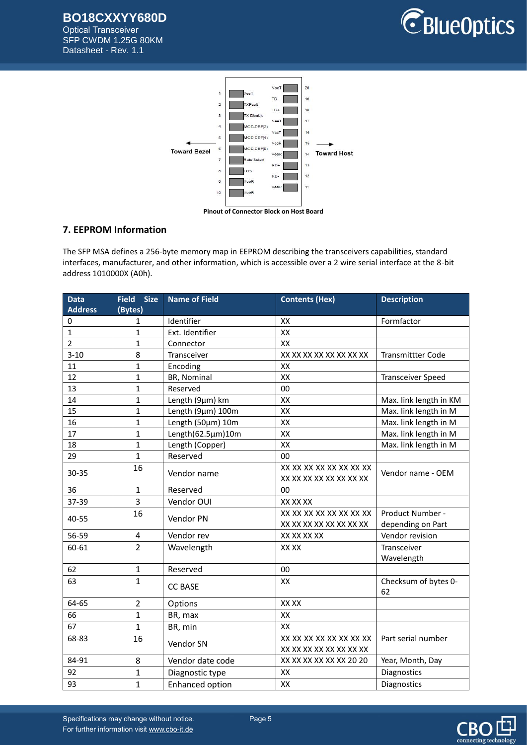Pinout of Connector Block on Host Board

## 7. EEPROM Information

The SFP MSA defines a 256-byte memory map in EEPROM describing the transceivers capabilities, standard interfaces, manufacturer, and other information, which is accessible over a 2 wire serial interface at the 8-bit address 1010000X (A0h).

| Data Address | Field Size (Bytes) | Name of Field | Contents (Hex) | Description |
|---|---|---|---|---|
| 0 | 1 | Identifier | XX | Formfactor |
| 1 | 1 | Ext. Identifier | XX | |
| 2 | 1 | Connector | XX | |
| 3-10 | 8 | Transceiver | XX XX XX XX XX XX XX XX | Transmittter Code |
| 11 | 1 | Encoding | XX | |
| 12 | 1 | BR, Nominal | XX | Transceiver Speed |
| 13 | 1 | Reserved | 00 | |
| 14 | 1 | Length (9µm) km | XX | Max. link length in KM |
| 15 | 1 | Length (9µm) 100m | XX | Max. link length in M |
| 16 | 1 | Length (50µm) 10m | XX | Max. link length in M |
| 17 | 1 | Length(62.5µm)10m | XX | Max. link length in M |
| 18 | 1 | Length (Copper) | XX | Max. link length in M |
| 29 | 1 | Reserved | 00 | |
| 30-35 | 16 | Vendor name | XX XX XX XX XX XX XX XX XX XX XX XX XX XX XX XX | Vendor name - OEM |
| 36 | 1 | Reserved | 00 | |
| 37-39 | 3 | Vendor OUI | XX XX XX | |
| 40-55 | 16 | Vendor PN | XX XX XX XX XX XX XX XX XX XX XX XX XX XX XX XX | Product Number - depending on Part |
| 56-59 | 4 | Vendor rev | XX XX XX XX | Vendor revision |
| 60-61 | 2 | Wavelength | XX XX | Transceiver Wavelength |
| 62 | 1 | Reserved | 00 | |
| 63 | 1 | CC BASE | XX | Checksum of bytes 0-62 |
| 64-65 | 2 | Options | XX XX | |
| 66 | 1 | BR, max | XX | |
| 67 | 1 | BR, min | XX | |
| 68-83 | 16 | Vendor SN | XX XX XX XX XX XX XX XX XX XX XX XX XX XX XX XX | Part serial number |
| 84-91 | 8 | Vendor date code | XX XX XX XX XX XX 20 20 | Year, Month, Day |
| 92 | 1 | Diagnostic type | XX | Diagnostics |
| 93 | 1 | Enhanced option | XX | Diagnostics |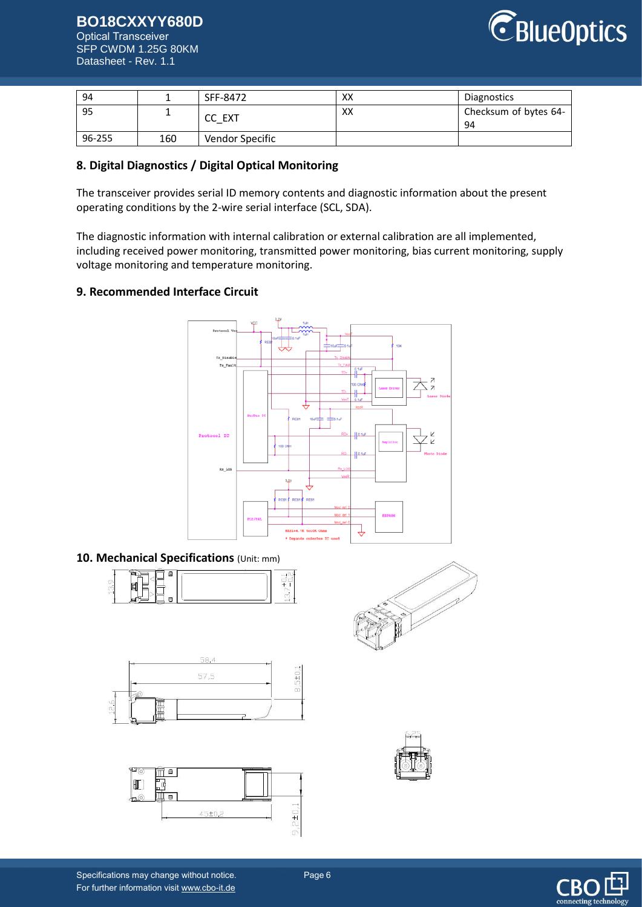| | | | | |
|---|---|---|---|---|
| 94 | 1 | SFF-8472 | XX | Diagnostics |
| 95 | 1 | CC_EXT | XX | Checksum of bytes 64-94 |
| 96-255 | 160 | Vendor Specific | | |

## 8. Digital Diagnostics / Digital Optical Monitoring

The transceiver provides serial ID memory contents and diagnostic information about the present operating conditions by the 2-wire serial interface (SCL, SDA).

The diagnostic information with internal calibration or external calibration are all implemented, including received power monitoring, transmitted power monitoring, bias current monitoring, supply voltage monitoring and temperature monitoring.

## 9. Recommended Interface Circuit

## 10. Mechanical Specifications (Unit: mm)